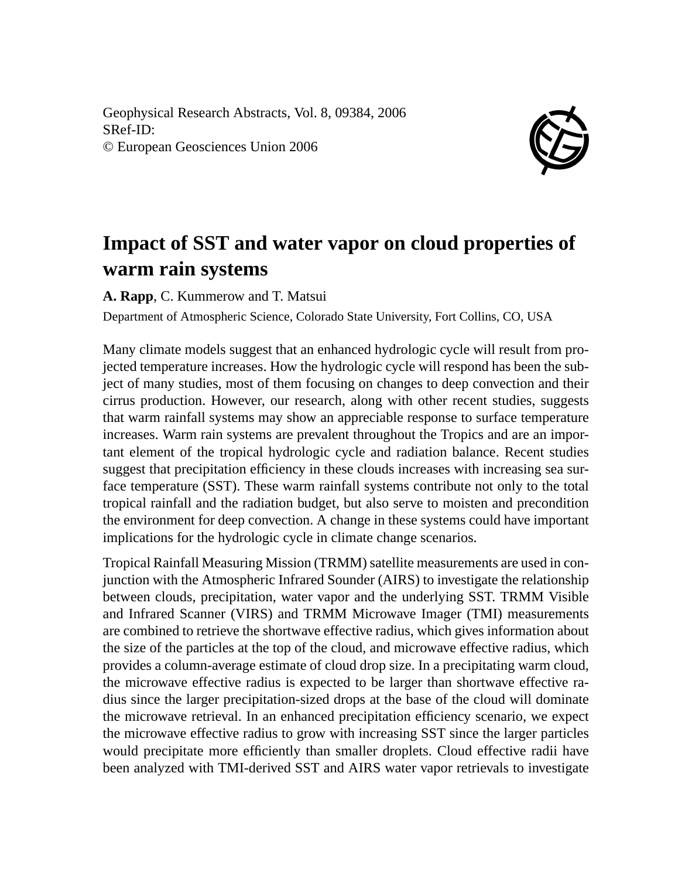Geophysical Research Abstracts, Vol. 8, 09384, 2006
SRef-ID:
© European Geosciences Union 2006

# Impact of SST and water vapor on cloud properties of warm rain systems

**A. Rapp**, C. Kummerow and T. Matsui

Department of Atmospheric Science, Colorado State University, Fort Collins, CO, USA

Many climate models suggest that an enhanced hydrologic cycle will result from projected temperature increases. How the hydrologic cycle will respond has been the subject of many studies, most of them focusing on changes to deep convection and their cirrus production. However, our research, along with other recent studies, suggests that warm rainfall systems may show an appreciable response to surface temperature increases. Warm rain systems are prevalent throughout the Tropics and are an important element of the tropical hydrologic cycle and radiation balance. Recent studies suggest that precipitation efficiency in these clouds increases with increasing sea surface temperature (SST). These warm rainfall systems contribute not only to the total tropical rainfall and the radiation budget, but also serve to moisten and precondition the environment for deep convection. A change in these systems could have important implications for the hydrologic cycle in climate change scenarios.

Tropical Rainfall Measuring Mission (TRMM) satellite measurements are used in conjunction with the Atmospheric Infrared Sounder (AIRS) to investigate the relationship between clouds, precipitation, water vapor and the underlying SST. TRMM Visible and Infrared Scanner (VIRS) and TRMM Microwave Imager (TMI) measurements are combined to retrieve the shortwave effective radius, which gives information about the size of the particles at the top of the cloud, and microwave effective radius, which provides a column-average estimate of cloud drop size. In a precipitating warm cloud, the microwave effective radius is expected to be larger than shortwave effective radius since the larger precipitation-sized drops at the base of the cloud will dominate the microwave retrieval. In an enhanced precipitation efficiency scenario, we expect the microwave effective radius to grow with increasing SST since the larger particles would precipitate more efficiently than smaller droplets. Cloud effective radii have been analyzed with TMI-derived SST and AIRS water vapor retrievals to investigate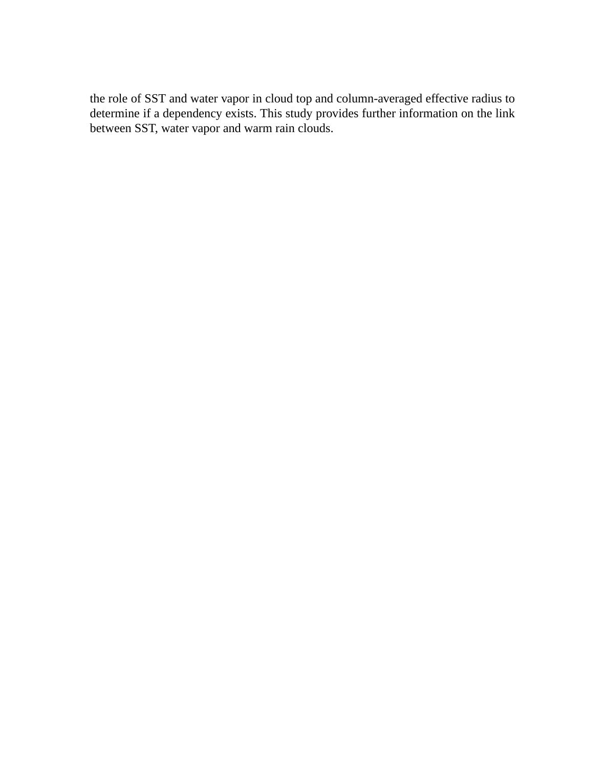the role of SST and water vapor in cloud top and column-averaged effective radius to determine if a dependency exists. This study provides further information on the link between SST, water vapor and warm rain clouds.